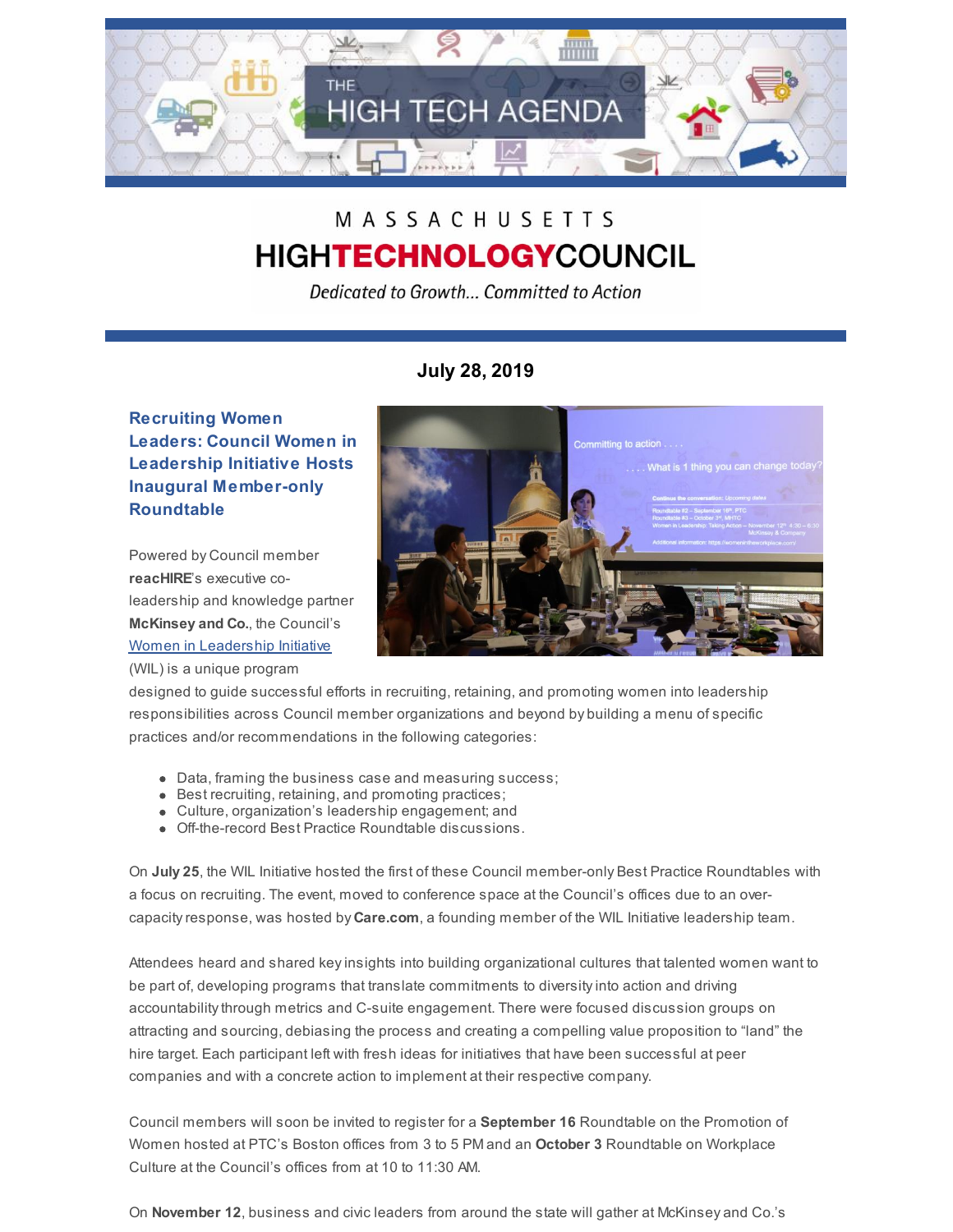# THE HIGH TECH AGENDA

MASSACHUSETTS
**HIGHTECHNOLOGYCOUNCIL**

*Dedicated to Growth... Committed to Action*

**July 28, 2019**

## Recruiting Women Leaders: Council Women in Leadership Initiative Hosts Inaugural Member-only Roundtable

Powered by Council member **reacHIRE**'s executive co-leadership and knowledge partner **McKinsey and Co.**, the Council's Women in Leadership Initiative (WIL) is a unique program designed to guide successful efforts in recruiting, retaining, and promoting women into leadership responsibilities across Council member organizations and beyond by building a menu of specific practices and/or recommendations in the following categories:

- Data, framing the business case and measuring success;
- Best recruiting, retaining, and promoting practices;
- Culture, organization's leadership engagement; and
- Off-the-record Best Practice Roundtable discussions.

On **July 25**, the WIL Initiative hosted the first of these Council member-only Best Practice Roundtables with a focus on recruiting. The event, moved to conference space at the Council's offices due to an over-capacity response, was hosted by **Care.com**, a founding member of the WIL Initiative leadership team.

Attendees heard and shared key insights into building organizational cultures that talented women want to be part of, developing programs that translate commitments to diversity into action and driving accountability through metrics and C-suite engagement. There were focused discussion groups on attracting and sourcing, debiasing the process and creating a compelling value proposition to "land" the hire target. Each participant left with fresh ideas for initiatives that have been successful at peer companies and with a concrete action to implement at their respective company.

Council members will soon be invited to register for a **September 16** Roundtable on the Promotion of Women hosted at PTC's Boston offices from 3 to 5 PM and an **October 3** Roundtable on Workplace Culture at the Council's offices from at 10 to 11:30 AM.

On **November 12**, business and civic leaders from around the state will gather at McKinsey and Co.'s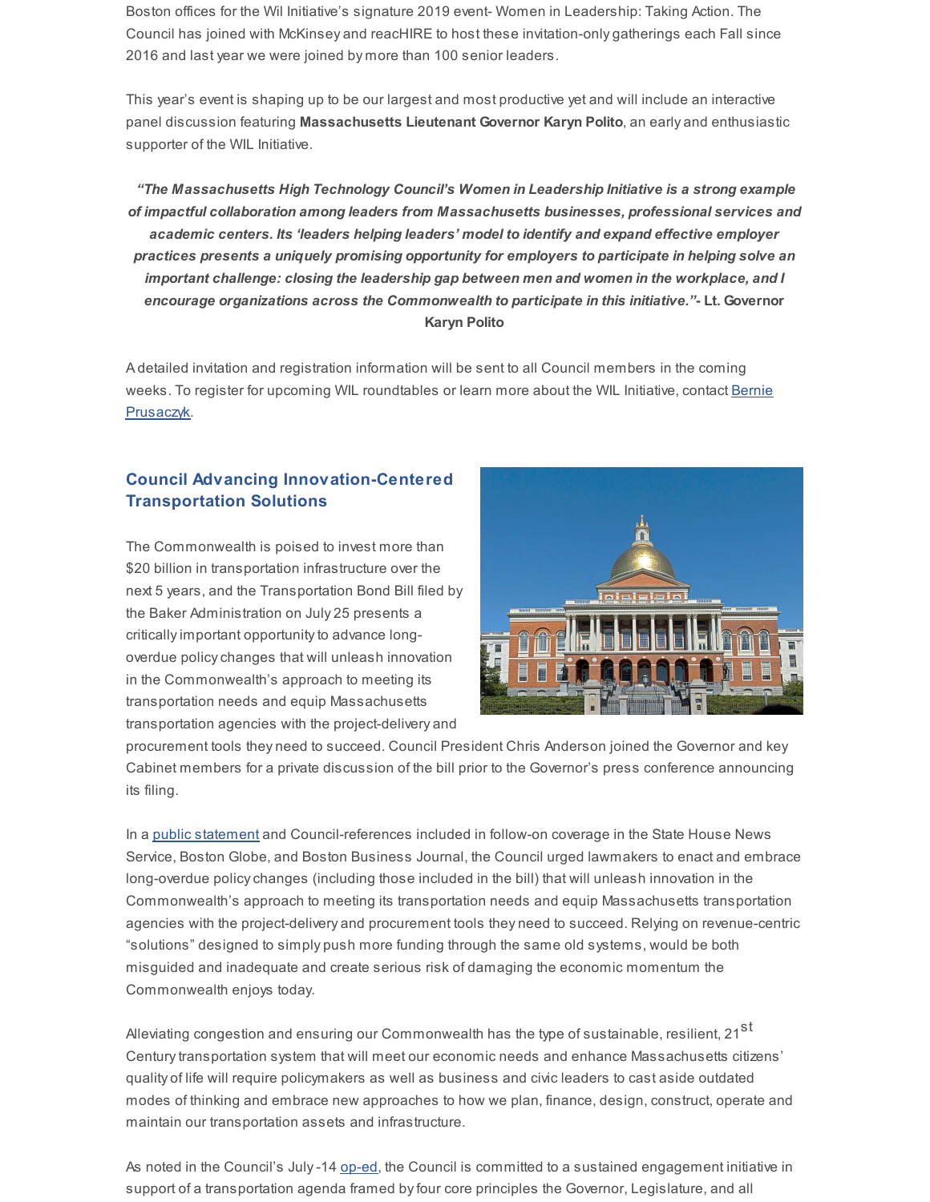Boston offices for the Wil Initiative's signature 2019 event- Women in Leadership: Taking Action. The Council has joined with McKinsey and reacHIRE to host these invitation-only gatherings each Fall since 2016 and last year we were joined by more than 100 senior leaders.

This year's event is shaping up to be our largest and most productive yet and will include an interactive panel discussion featuring **Massachusetts Lieutenant Governor Karyn Polito**, an early and enthusiastic supporter of the WIL Initiative.

***"The Massachusetts High Technology Council's Women in Leadership Initiative is a strong example of impactful collaboration among leaders from Massachusetts businesses, professional services and academic centers. Its 'leaders helping leaders' model to identify and expand effective employer practices presents a uniquely promising opportunity for employers to participate in helping solve an important challenge: closing the leadership gap between men and women in the workplace, and I encourage organizations across the Commonwealth to participate in this initiative."*- Lt. Governor Karyn Polito**

A detailed invitation and registration information will be sent to all Council members in the coming weeks. To register for upcoming WIL roundtables or learn more about the WIL Initiative, contact Bernie Prusaczyk.

## Council Advancing Innovation-Centered Transportation Solutions

The Commonwealth is poised to invest more than $20 billion in transportation infrastructure over the next 5 years, and the Transportation Bond Bill filed by the Baker Administration on July 25 presents a critically important opportunity to advance long-overdue policy changes that will unleash innovation in the Commonwealth's approach to meeting its transportation needs and equip Massachusetts transportation agencies with the project-delivery and procurement tools they need to succeed. Council President Chris Anderson joined the Governor and key Cabinet members for a private discussion of the bill prior to the Governor's press conference announcing its filing.

In a public statement and Council-references included in follow-on coverage in the State House News Service, Boston Globe, and Boston Business Journal, the Council urged lawmakers to enact and embrace long-overdue policy changes (including those included in the bill) that will unleash innovation in the Commonwealth's approach to meeting its transportation needs and equip Massachusetts transportation agencies with the project-delivery and procurement tools they need to succeed. Relying on revenue-centric "solutions" designed to simply push more funding through the same old systems, would be both misguided and inadequate and create serious risk of damaging the economic momentum the Commonwealth enjoys today.

Alleviating congestion and ensuring our Commonwealth has the type of sustainable, resilient, 21st Century transportation system that will meet our economic needs and enhance Massachusetts citizens' quality of life will require policymakers as well as business and civic leaders to cast aside outdated modes of thinking and embrace new approaches to how we plan, finance, design, construct, operate and maintain our transportation assets and infrastructure.

As noted in the Council's July -14 op-ed, the Council is committed to a sustained engagement initiative in support of a transportation agenda framed by four core principles the Governor, Legislature, and all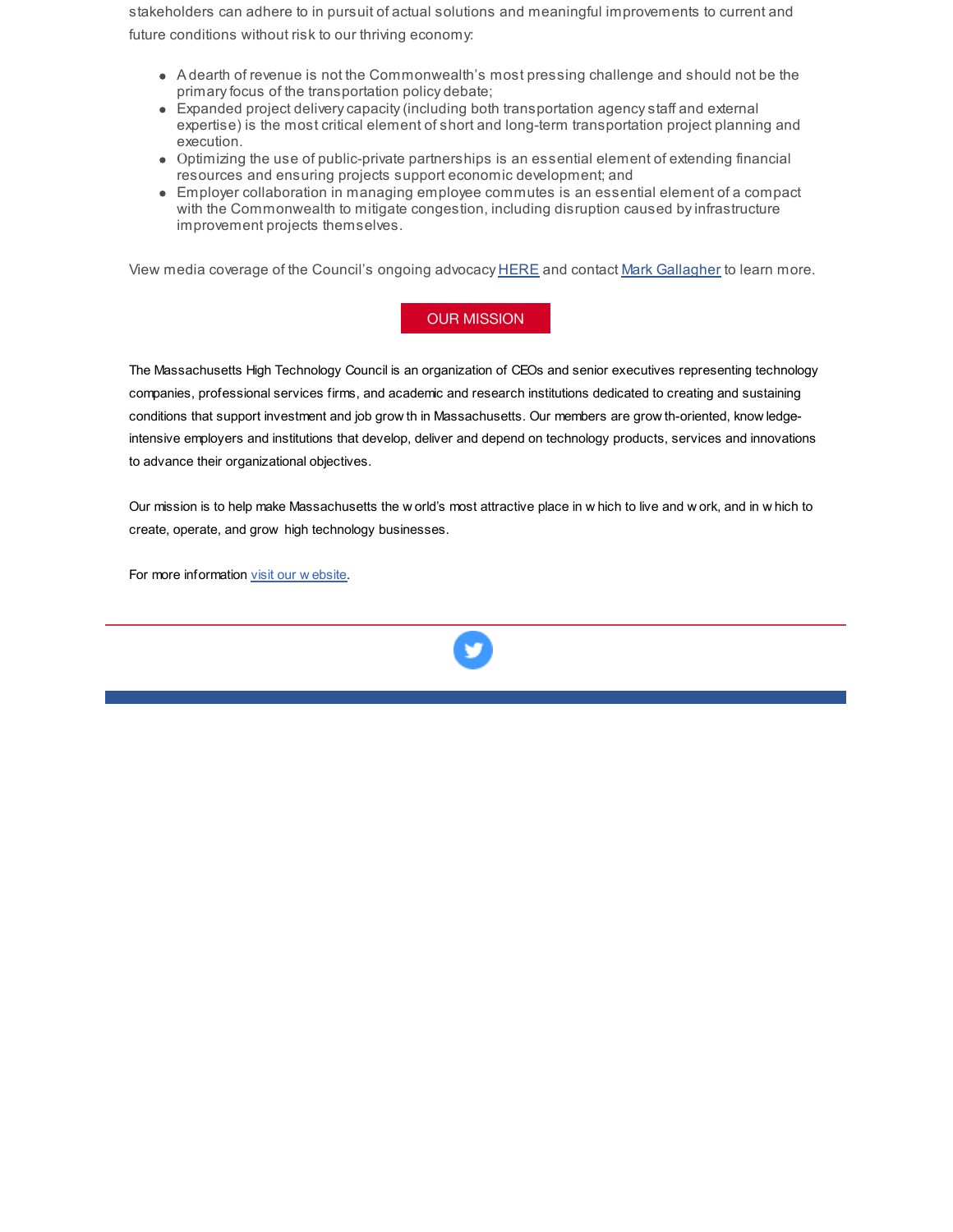stakeholders can adhere to in pursuit of actual solutions and meaningful improvements to current and future conditions without risk to our thriving economy:

- A dearth of revenue is not the Commonwealth's most pressing challenge and should not be the primary focus of the transportation policy debate;
- Expanded project delivery capacity (including both transportation agency staff and external expertise) is the most critical element of short and long-term transportation project planning and execution.
- Optimizing the use of public-private partnerships is an essential element of extending financial resources and ensuring projects support economic development; and
- Employer collaboration in managing employee commutes is an essential element of a compact with the Commonwealth to mitigate congestion, including disruption caused by infrastructure improvement projects themselves.

View media coverage of the Council's ongoing advocacy HERE and contact Mark Gallagher to learn more.

OUR MISSION

The Massachusetts High Technology Council is an organization of CEOs and senior executives representing technology companies, professional services firms, and academic and research institutions dedicated to creating and sustaining conditions that support investment and job growth in Massachusetts. Our members are growth-oriented, knowledge-intensive employers and institutions that develop, deliver and depend on technology products, services and innovations to advance their organizational objectives.

Our mission is to help make Massachusetts the world's most attractive place in which to live and work, and in which to create, operate, and grow high technology businesses.

For more information visit our website.